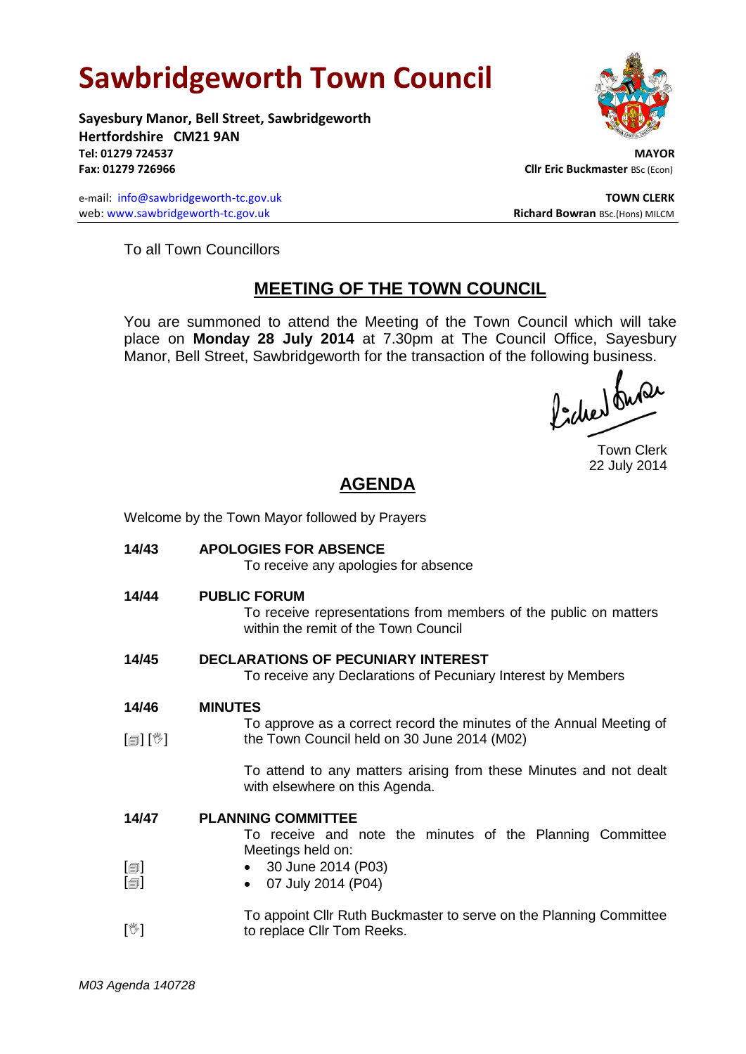# Sawbridgeworth Town Council

**Sayesbury Manor, Bell Street, Sawbridgeworth**
**Hertfordshire CM21 9AN**
**Tel: 01279 724537**
**Fax: 01279 726966**

**MAYOR**
**Cllr Eric Buckmaster** BSc (Econ)

e-mail: info@sawbridgeworth-tc.gov.uk
web: www.sawbridgeworth-tc.gov.uk

**TOWN CLERK**
**Richard Bowran** BSc.(Hons) MILCM

To all Town Councillors

## MEETING OF THE TOWN COUNCIL

You are summoned to attend the Meeting of the Town Council which will take place on **Monday 28 July 2014** at 7.30pm at The Council Office, Sayesbury Manor, Bell Street, Sawbridgeworth for the transaction of the following business.

Town Clerk
22 July 2014

## AGENDA

Welcome by the Town Mayor followed by Prayers

**14/43 APOLOGIES FOR ABSENCE**
To receive any apologies for absence

**14/44 PUBLIC FORUM**
To receive representations from members of the public on matters within the remit of the Town Council

**14/45 DECLARATIONS OF PECUNIARY INTEREST**
To receive any Declarations of Pecuniary Interest by Members

**14/46 MINUTES**
[🗐] [✋] To approve as a correct record the minutes of the Annual Meeting of the Town Council held on 30 June 2014 (M02)

To attend to any matters arising from these Minutes and not dealt with elsewhere on this Agenda.

**14/47 PLANNING COMMITTEE**
To receive and note the minutes of the Planning Committee Meetings held on:

- [🗐] 30 June 2014 (P03)
- [🗐] 07 July 2014 (P04)

[✋] To appoint Cllr Ruth Buckmaster to serve on the Planning Committee to replace Cllr Tom Reeks.

*M03 Agenda 140728*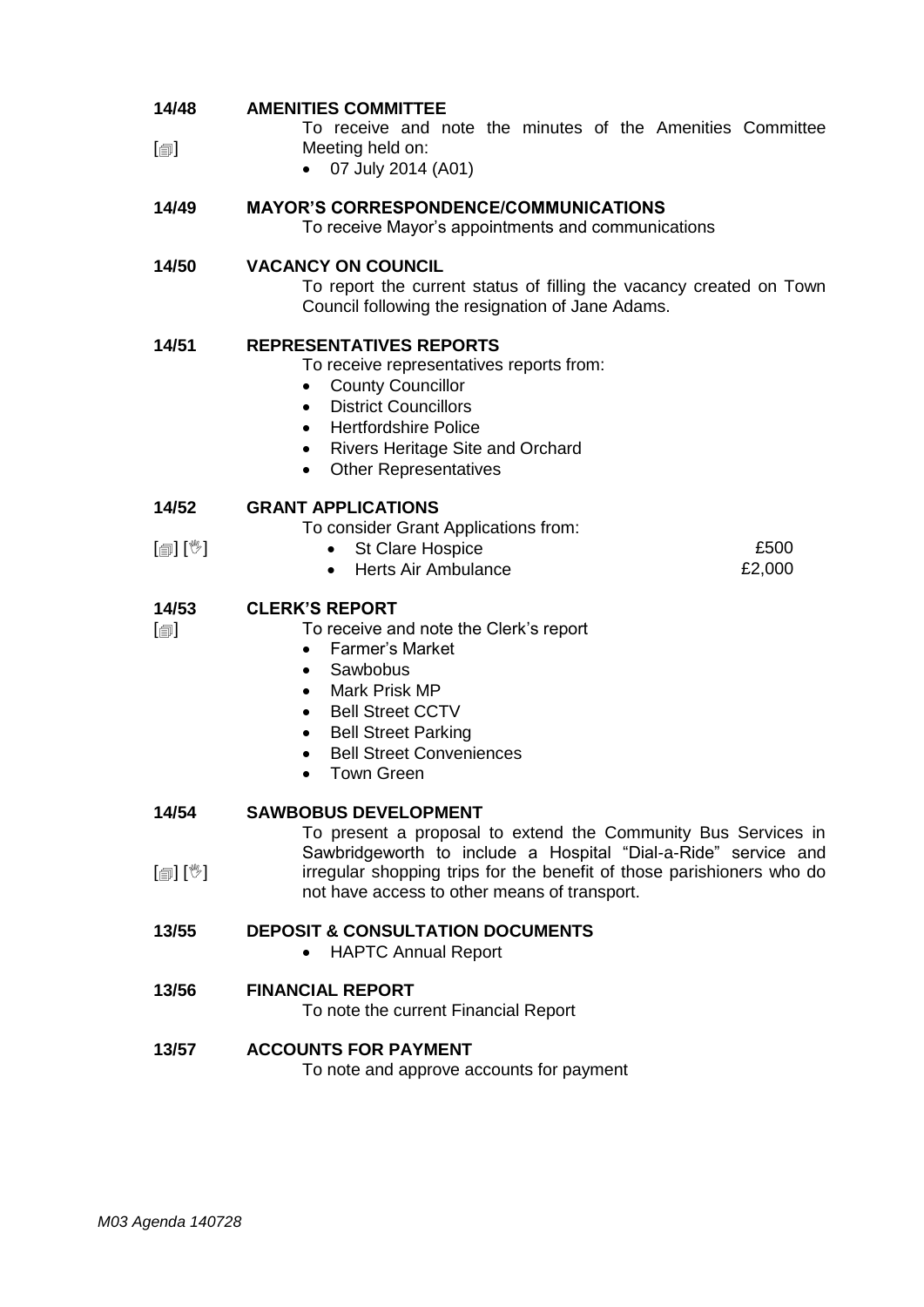**14/48 AMENITIES COMMITTEE**

[🗐] To receive and note the minutes of the Amenities Committee Meeting held on:

- 07 July 2014 (A01)

**14/49 MAYOR'S CORRESPONDENCE/COMMUNICATIONS**

To receive Mayor's appointments and communications

**14/50 VACANCY ON COUNCIL**

To report the current status of filling the vacancy created on Town Council following the resignation of Jane Adams.

**14/51 REPRESENTATIVES REPORTS**

To receive representatives reports from:

- County Councillor
- District Councillors
- Hertfordshire Police
- Rivers Heritage Site and Orchard
- Other Representatives

**14/52 GRANT APPLICATIONS**

To consider Grant Applications from:

[🗐] [✋]

- St Clare Hospice £500
- Herts Air Ambulance £2,000

**14/53 CLERK'S REPORT**

[🗐] To receive and note the Clerk's report

- Farmer's Market
- Sawbobus
- Mark Prisk MP
- Bell Street CCTV
- Bell Street Parking
- Bell Street Conveniences
- Town Green

**14/54 SAWBOBUS DEVELOPMENT**

[🗐] [✋] To present a proposal to extend the Community Bus Services in Sawbridgeworth to include a Hospital "Dial-a-Ride" service and irregular shopping trips for the benefit of those parishioners who do not have access to other means of transport.

**13/55 DEPOSIT & CONSULTATION DOCUMENTS**

- HAPTC Annual Report

**13/56 FINANCIAL REPORT**

To note the current Financial Report

**13/57 ACCOUNTS FOR PAYMENT**

To note and approve accounts for payment

*M03 Agenda 140728*